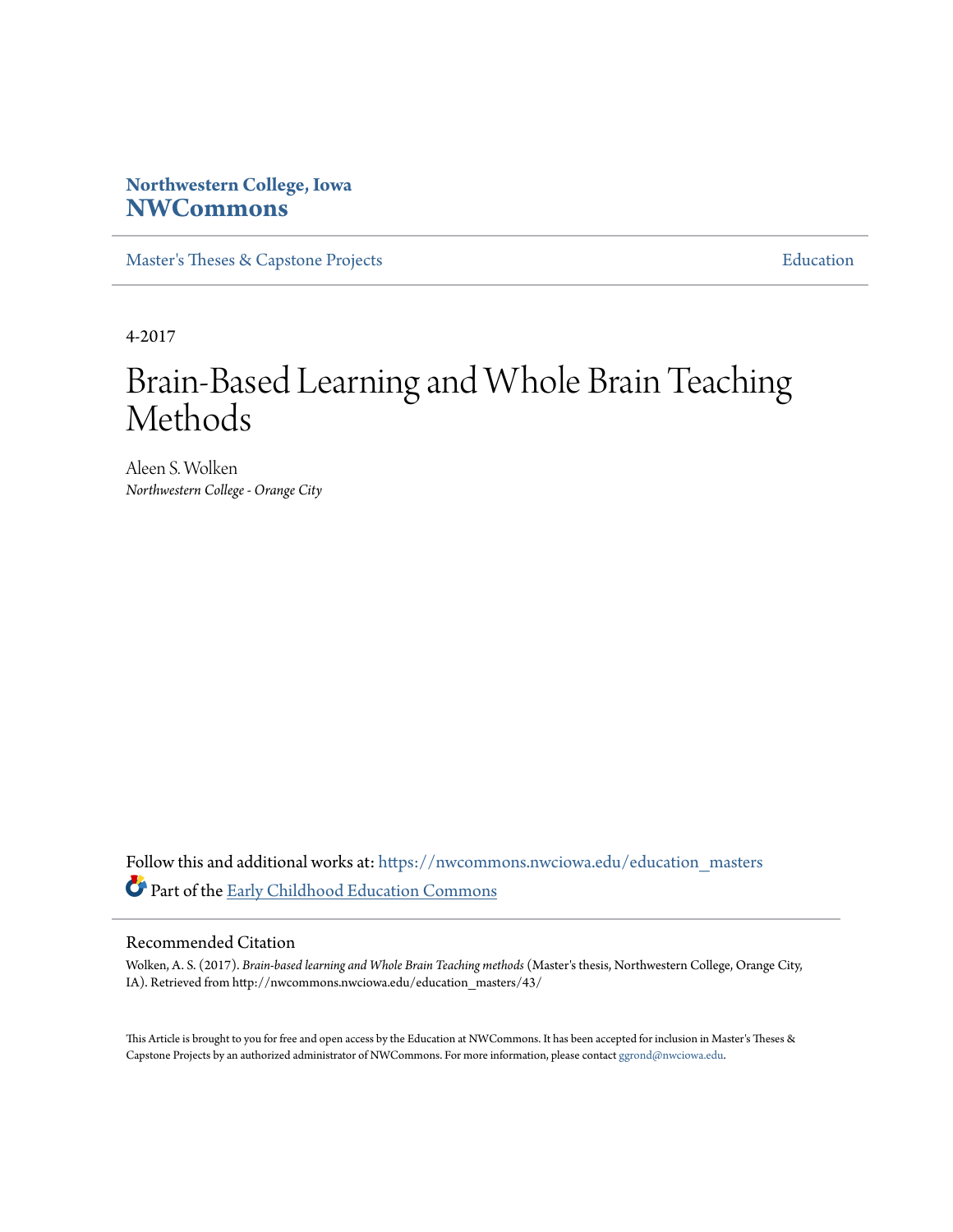**Northwestern College, Iowa**
**NWCommons**

Master's Theses & Capstone Projects | Education

4-2017

# Brain-Based Learning and Whole Brain Teaching Methods

Aleen S. Wolken
*Northwestern College - Orange City*

Follow this and additional works at: https://nwcommons.nwciowa.edu/education_masters

Part of the Early Childhood Education Commons

## Recommended Citation

Wolken, A. S. (2017). *Brain-based learning and Whole Brain Teaching methods* (Master's thesis, Northwestern College, Orange City, IA). Retrieved from http://nwcommons.nwciowa.edu/education_masters/43/

This Article is brought to you for free and open access by the Education at NWCommons. It has been accepted for inclusion in Master's Theses & Capstone Projects by an authorized administrator of NWCommons. For more information, please contact ggrond@nwciowa.edu.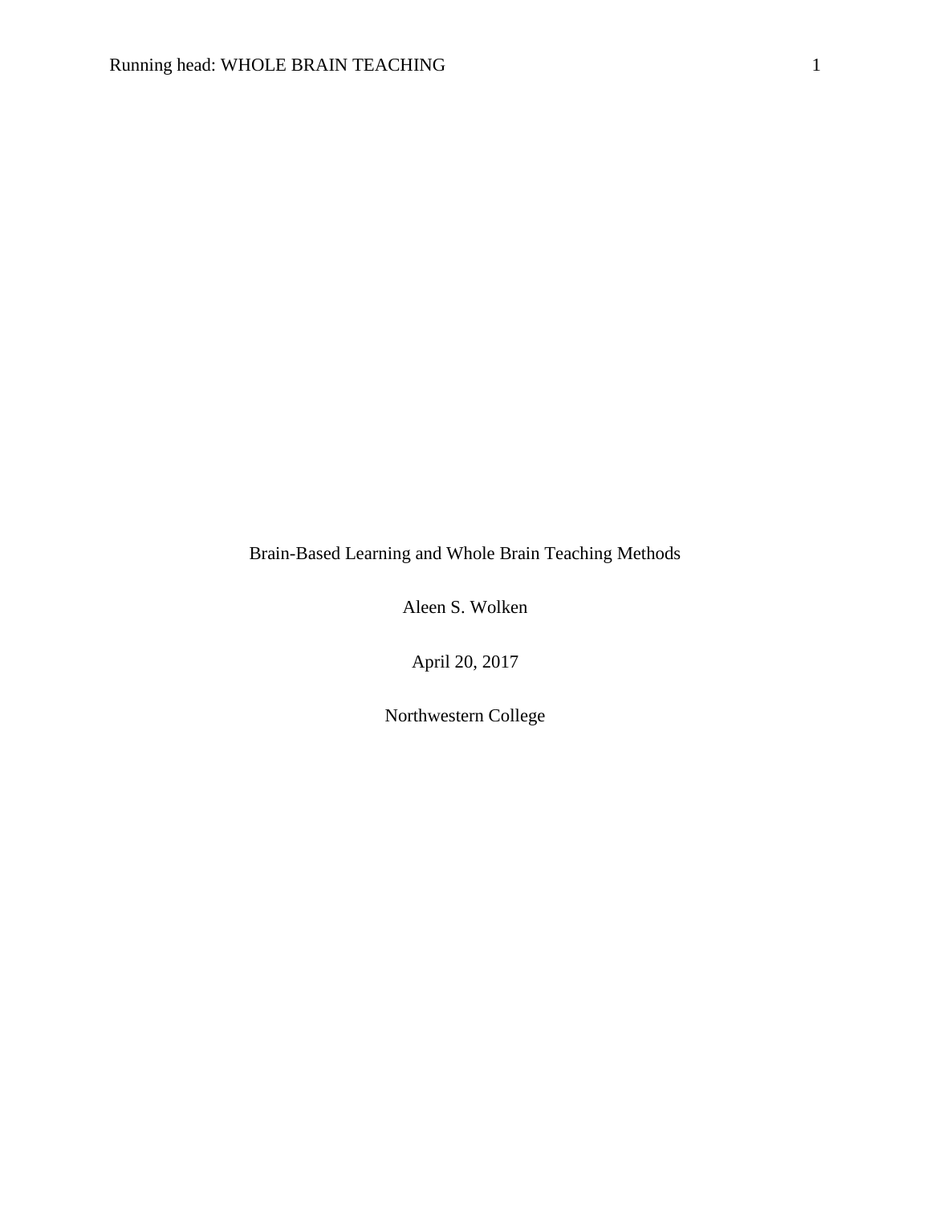# Brain-Based Learning and Whole Brain Teaching Methods

Aleen S. Wolken

April 20, 2017

Northwestern College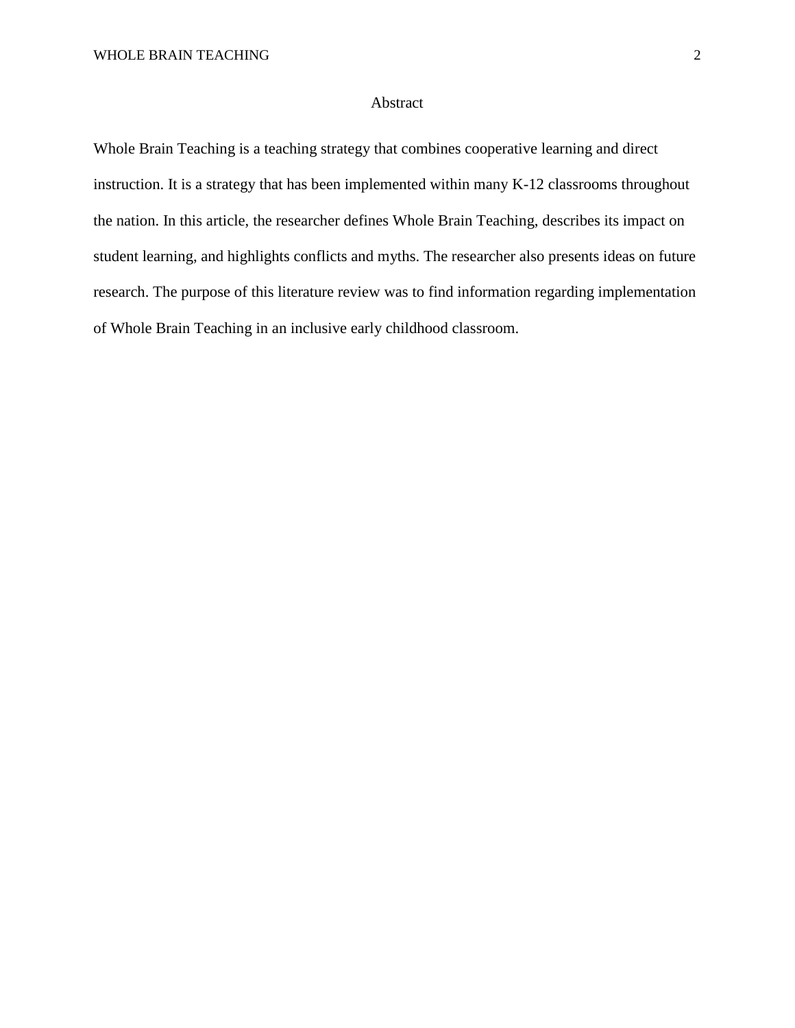# Abstract

Whole Brain Teaching is a teaching strategy that combines cooperative learning and direct instruction. It is a strategy that has been implemented within many K-12 classrooms throughout the nation. In this article, the researcher defines Whole Brain Teaching, describes its impact on student learning, and highlights conflicts and myths. The researcher also presents ideas on future research. The purpose of this literature review was to find information regarding implementation of Whole Brain Teaching in an inclusive early childhood classroom.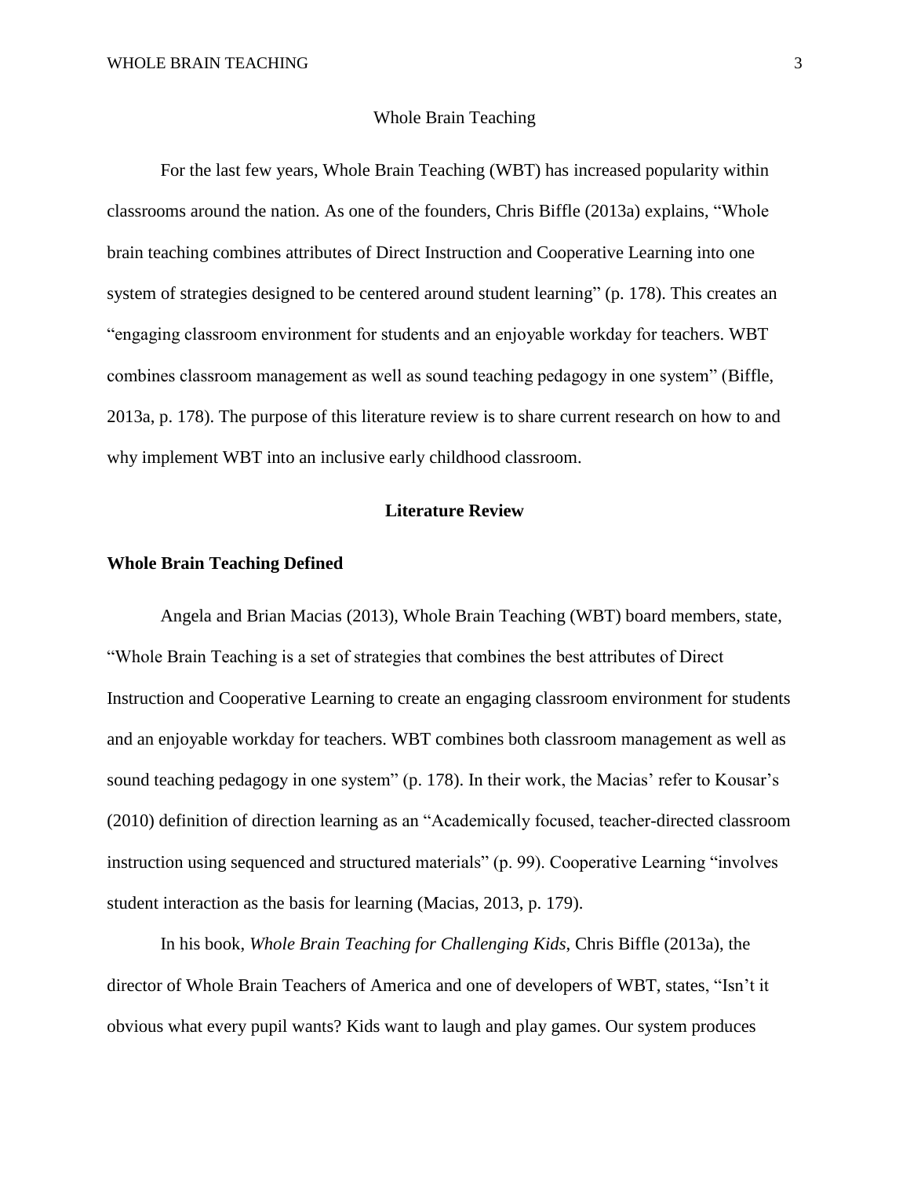# Whole Brain Teaching

For the last few years, Whole Brain Teaching (WBT) has increased popularity within classrooms around the nation. As one of the founders, Chris Biffle (2013a) explains, "Whole brain teaching combines attributes of Direct Instruction and Cooperative Learning into one system of strategies designed to be centered around student learning" (p. 178). This creates an "engaging classroom environment for students and an enjoyable workday for teachers. WBT combines classroom management as well as sound teaching pedagogy in one system" (Biffle, 2013a, p. 178). The purpose of this literature review is to share current research on how to and why implement WBT into an inclusive early childhood classroom.

## Literature Review

### Whole Brain Teaching Defined

Angela and Brian Macias (2013), Whole Brain Teaching (WBT) board members, state, "Whole Brain Teaching is a set of strategies that combines the best attributes of Direct Instruction and Cooperative Learning to create an engaging classroom environment for students and an enjoyable workday for teachers. WBT combines both classroom management as well as sound teaching pedagogy in one system" (p. 178). In their work, the Macias' refer to Kousar's (2010) definition of direction learning as an "Academically focused, teacher-directed classroom instruction using sequenced and structured materials" (p. 99). Cooperative Learning "involves student interaction as the basis for learning (Macias, 2013, p. 179).

In his book, *Whole Brain Teaching for Challenging Kids*, Chris Biffle (2013a), the director of Whole Brain Teachers of America and one of developers of WBT, states, "Isn't it obvious what every pupil wants? Kids want to laugh and play games. Our system produces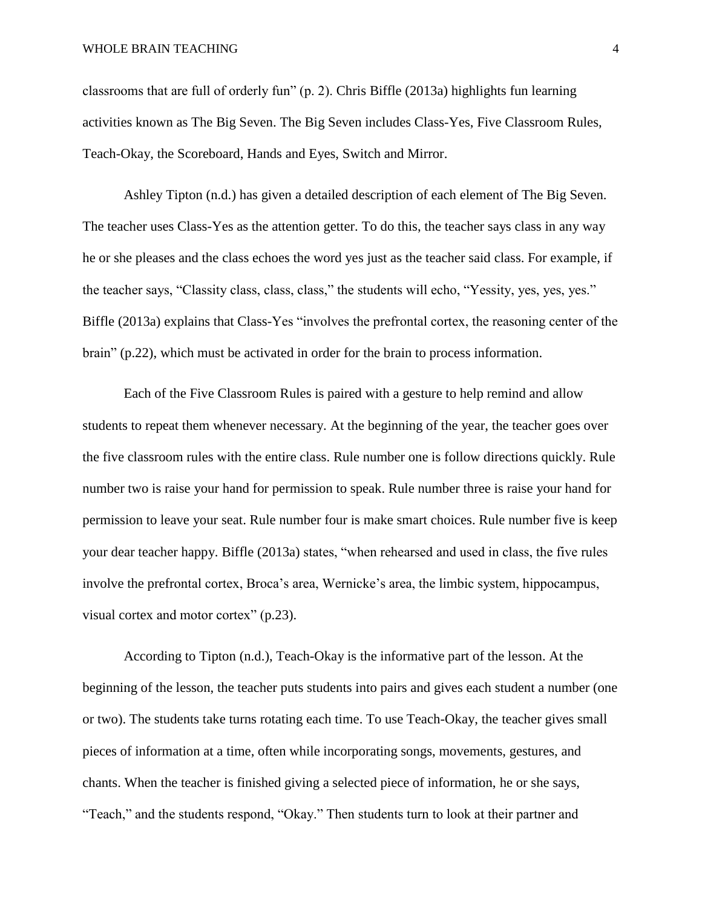classrooms that are full of orderly fun" (p. 2). Chris Biffle (2013a) highlights fun learning activities known as The Big Seven. The Big Seven includes Class-Yes, Five Classroom Rules, Teach-Okay, the Scoreboard, Hands and Eyes, Switch and Mirror.

Ashley Tipton (n.d.) has given a detailed description of each element of The Big Seven. The teacher uses Class-Yes as the attention getter. To do this, the teacher says class in any way he or she pleases and the class echoes the word yes just as the teacher said class. For example, if the teacher says, "Classity class, class, class," the students will echo, "Yessity, yes, yes, yes." Biffle (2013a) explains that Class-Yes "involves the prefrontal cortex, the reasoning center of the brain" (p.22), which must be activated in order for the brain to process information.

Each of the Five Classroom Rules is paired with a gesture to help remind and allow students to repeat them whenever necessary. At the beginning of the year, the teacher goes over the five classroom rules with the entire class. Rule number one is follow directions quickly. Rule number two is raise your hand for permission to speak. Rule number three is raise your hand for permission to leave your seat. Rule number four is make smart choices. Rule number five is keep your dear teacher happy. Biffle (2013a) states, "when rehearsed and used in class, the five rules involve the prefrontal cortex, Broca's area, Wernicke's area, the limbic system, hippocampus, visual cortex and motor cortex" (p.23).

According to Tipton (n.d.), Teach-Okay is the informative part of the lesson. At the beginning of the lesson, the teacher puts students into pairs and gives each student a number (one or two). The students take turns rotating each time. To use Teach-Okay, the teacher gives small pieces of information at a time, often while incorporating songs, movements, gestures, and chants. When the teacher is finished giving a selected piece of information, he or she says, "Teach," and the students respond, "Okay." Then students turn to look at their partner and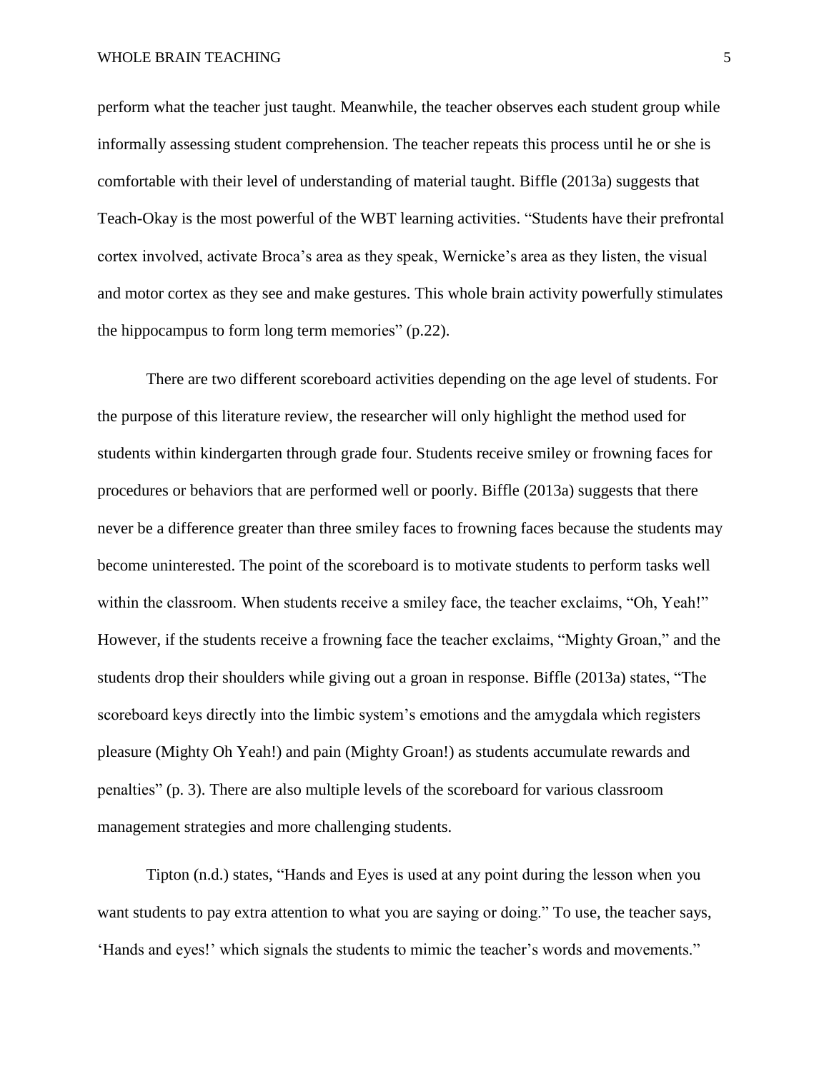perform what the teacher just taught. Meanwhile, the teacher observes each student group while informally assessing student comprehension. The teacher repeats this process until he or she is comfortable with their level of understanding of material taught. Biffle (2013a) suggests that Teach-Okay is the most powerful of the WBT learning activities. “Students have their prefrontal cortex involved, activate Broca’s area as they speak, Wernicke’s area as they listen, the visual and motor cortex as they see and make gestures. This whole brain activity powerfully stimulates the hippocampus to form long term memories” (p.22).

There are two different scoreboard activities depending on the age level of students. For the purpose of this literature review, the researcher will only highlight the method used for students within kindergarten through grade four. Students receive smiley or frowning faces for procedures or behaviors that are performed well or poorly. Biffle (2013a) suggests that there never be a difference greater than three smiley faces to frowning faces because the students may become uninterested. The point of the scoreboard is to motivate students to perform tasks well within the classroom. When students receive a smiley face, the teacher exclaims, “Oh, Yeah!” However, if the students receive a frowning face the teacher exclaims, “Mighty Groan,” and the students drop their shoulders while giving out a groan in response. Biffle (2013a) states, “The scoreboard keys directly into the limbic system’s emotions and the amygdala which registers pleasure (Mighty Oh Yeah!) and pain (Mighty Groan!) as students accumulate rewards and penalties” (p. 3). There are also multiple levels of the scoreboard for various classroom management strategies and more challenging students.

Tipton (n.d.) states, “Hands and Eyes is used at any point during the lesson when you want students to pay extra attention to what you are saying or doing.” To use, the teacher says, ‘Hands and eyes!’ which signals the students to mimic the teacher’s words and movements.”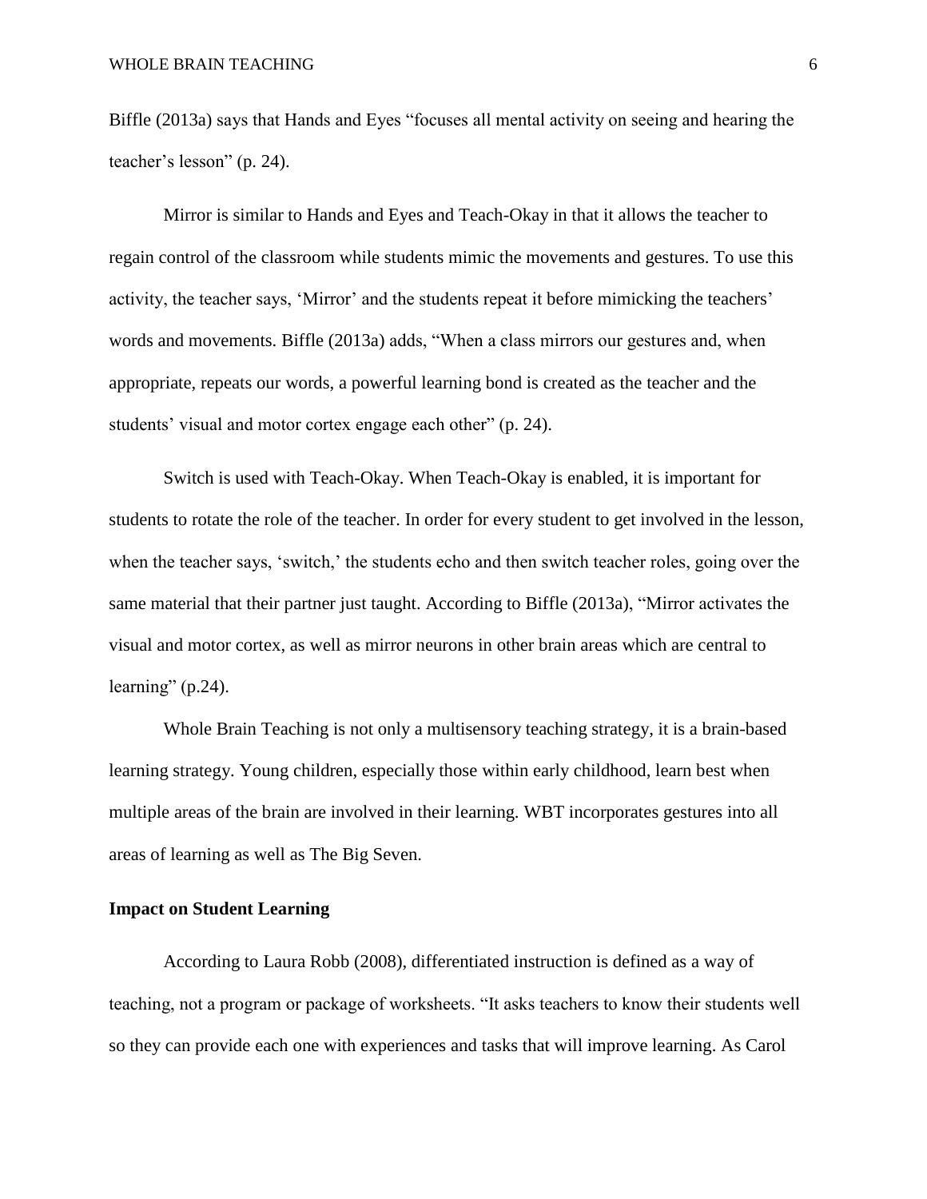Biffle (2013a) says that Hands and Eyes "focuses all mental activity on seeing and hearing the teacher's lesson" (p. 24).

Mirror is similar to Hands and Eyes and Teach-Okay in that it allows the teacher to regain control of the classroom while students mimic the movements and gestures. To use this activity, the teacher says, 'Mirror' and the students repeat it before mimicking the teachers' words and movements. Biffle (2013a) adds, "When a class mirrors our gestures and, when appropriate, repeats our words, a powerful learning bond is created as the teacher and the students' visual and motor cortex engage each other" (p. 24).

Switch is used with Teach-Okay. When Teach-Okay is enabled, it is important for students to rotate the role of the teacher. In order for every student to get involved in the lesson, when the teacher says, 'switch,' the students echo and then switch teacher roles, going over the same material that their partner just taught. According to Biffle (2013a), "Mirror activates the visual and motor cortex, as well as mirror neurons in other brain areas which are central to learning" (p.24).

Whole Brain Teaching is not only a multisensory teaching strategy, it is a brain-based learning strategy. Young children, especially those within early childhood, learn best when multiple areas of the brain are involved in their learning. WBT incorporates gestures into all areas of learning as well as The Big Seven.

## Impact on Student Learning

According to Laura Robb (2008), differentiated instruction is defined as a way of teaching, not a program or package of worksheets. "It asks teachers to know their students well so they can provide each one with experiences and tasks that will improve learning. As Carol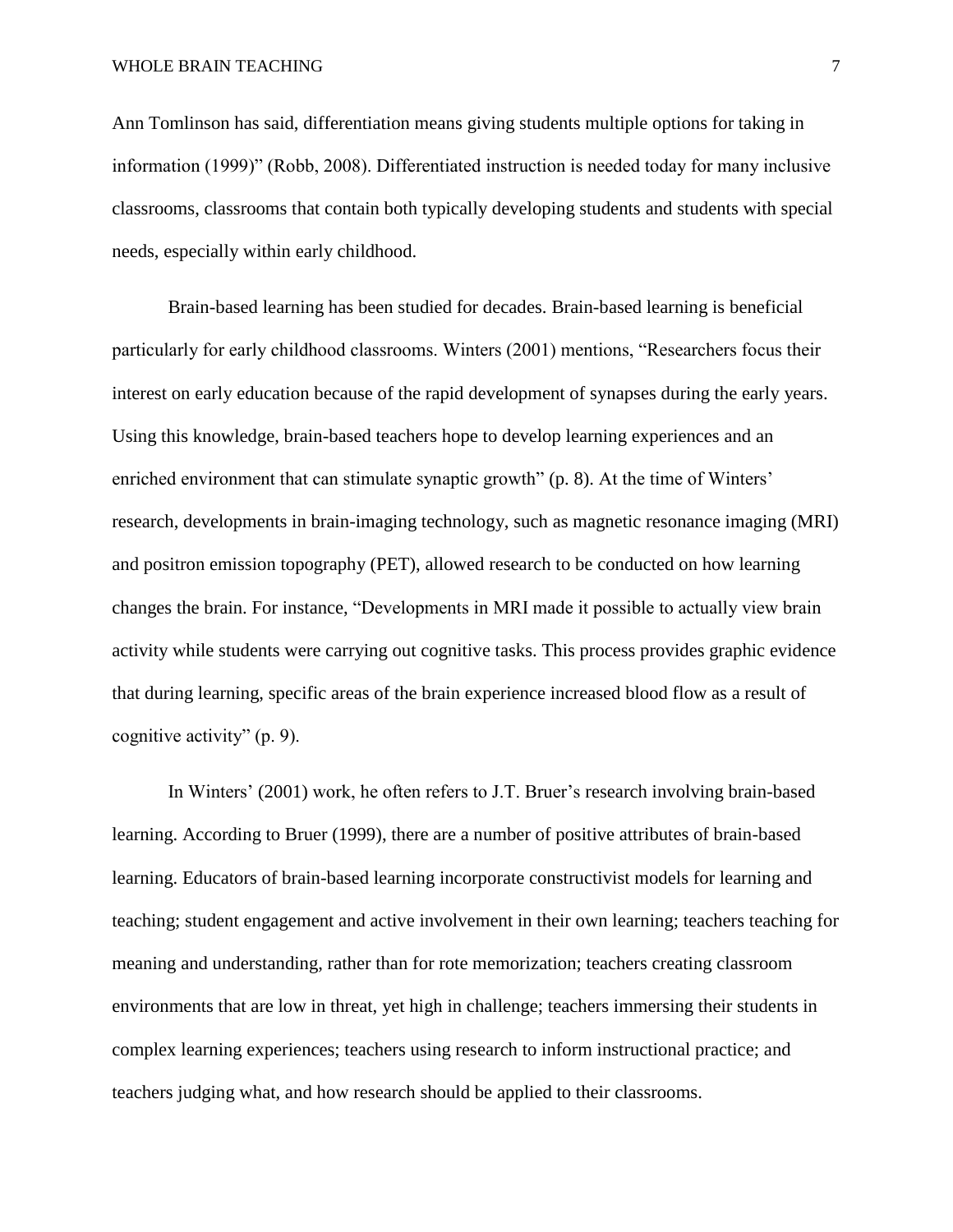Ann Tomlinson has said, differentiation means giving students multiple options for taking in information (1999)" (Robb, 2008). Differentiated instruction is needed today for many inclusive classrooms, classrooms that contain both typically developing students and students with special needs, especially within early childhood.

Brain-based learning has been studied for decades. Brain-based learning is beneficial particularly for early childhood classrooms. Winters (2001) mentions, "Researchers focus their interest on early education because of the rapid development of synapses during the early years. Using this knowledge, brain-based teachers hope to develop learning experiences and an enriched environment that can stimulate synaptic growth" (p. 8). At the time of Winters' research, developments in brain-imaging technology, such as magnetic resonance imaging (MRI) and positron emission topography (PET), allowed research to be conducted on how learning changes the brain. For instance, "Developments in MRI made it possible to actually view brain activity while students were carrying out cognitive tasks. This process provides graphic evidence that during learning, specific areas of the brain experience increased blood flow as a result of cognitive activity" (p. 9).

In Winters' (2001) work, he often refers to J.T. Bruer's research involving brain-based learning. According to Bruer (1999), there are a number of positive attributes of brain-based learning. Educators of brain-based learning incorporate constructivist models for learning and teaching; student engagement and active involvement in their own learning; teachers teaching for meaning and understanding, rather than for rote memorization; teachers creating classroom environments that are low in threat, yet high in challenge; teachers immersing their students in complex learning experiences; teachers using research to inform instructional practice; and teachers judging what, and how research should be applied to their classrooms.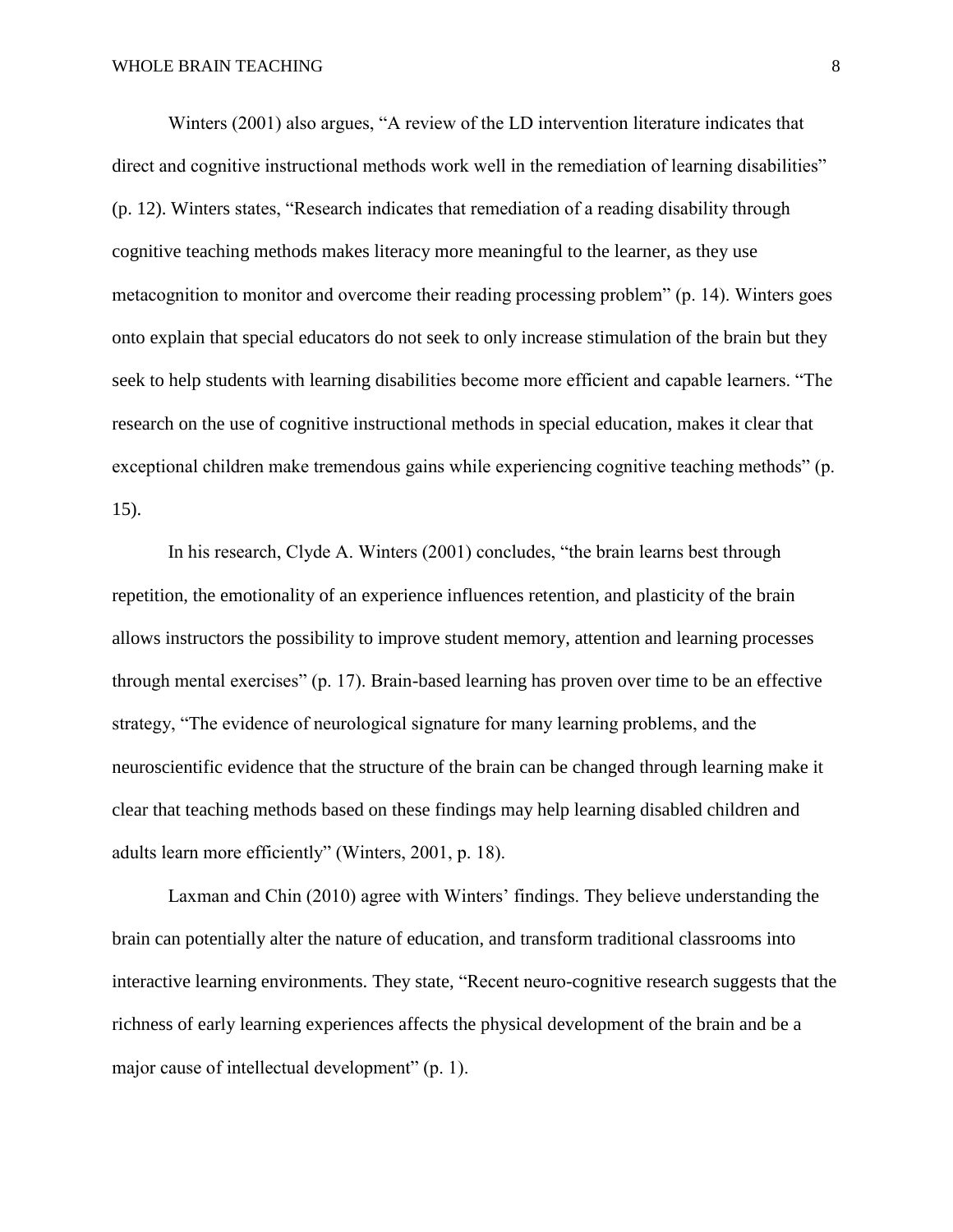Winters (2001) also argues, "A review of the LD intervention literature indicates that direct and cognitive instructional methods work well in the remediation of learning disabilities" (p. 12). Winters states, "Research indicates that remediation of a reading disability through cognitive teaching methods makes literacy more meaningful to the learner, as they use metacognition to monitor and overcome their reading processing problem" (p. 14). Winters goes onto explain that special educators do not seek to only increase stimulation of the brain but they seek to help students with learning disabilities become more efficient and capable learners. "The research on the use of cognitive instructional methods in special education, makes it clear that exceptional children make tremendous gains while experiencing cognitive teaching methods" (p. 15).

In his research, Clyde A. Winters (2001) concludes, "the brain learns best through repetition, the emotionality of an experience influences retention, and plasticity of the brain allows instructors the possibility to improve student memory, attention and learning processes through mental exercises" (p. 17). Brain-based learning has proven over time to be an effective strategy, "The evidence of neurological signature for many learning problems, and the neuroscientific evidence that the structure of the brain can be changed through learning make it clear that teaching methods based on these findings may help learning disabled children and adults learn more efficiently" (Winters, 2001, p. 18).

Laxman and Chin (2010) agree with Winters' findings. They believe understanding the brain can potentially alter the nature of education, and transform traditional classrooms into interactive learning environments. They state, "Recent neuro-cognitive research suggests that the richness of early learning experiences affects the physical development of the brain and be a major cause of intellectual development" (p. 1).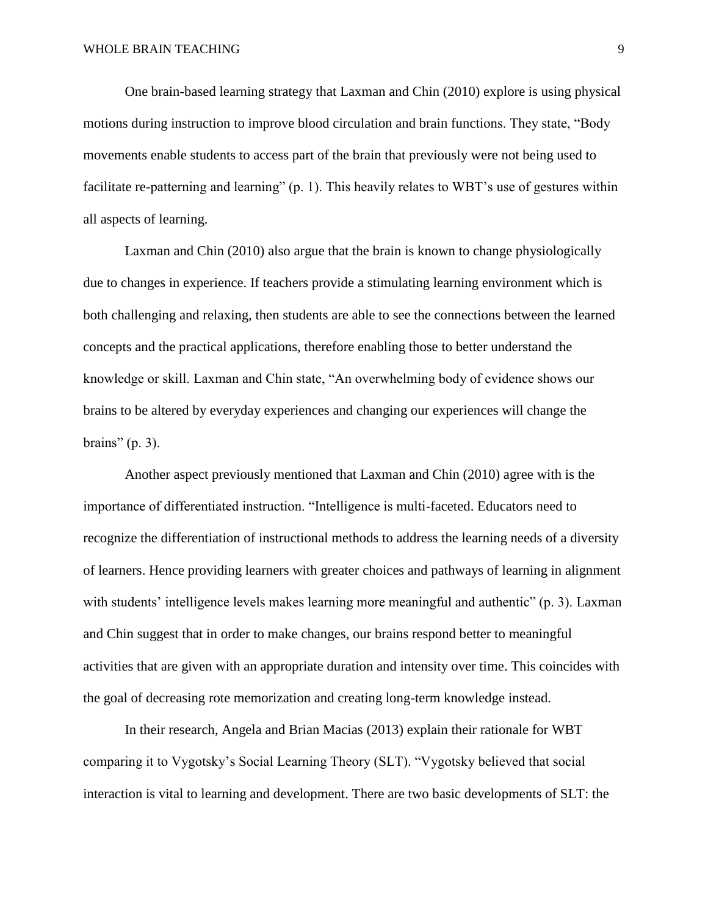One brain-based learning strategy that Laxman and Chin (2010) explore is using physical motions during instruction to improve blood circulation and brain functions. They state, "Body movements enable students to access part of the brain that previously were not being used to facilitate re-patterning and learning" (p. 1). This heavily relates to WBT's use of gestures within all aspects of learning.

Laxman and Chin (2010) also argue that the brain is known to change physiologically due to changes in experience. If teachers provide a stimulating learning environment which is both challenging and relaxing, then students are able to see the connections between the learned concepts and the practical applications, therefore enabling those to better understand the knowledge or skill. Laxman and Chin state, "An overwhelming body of evidence shows our brains to be altered by everyday experiences and changing our experiences will change the brains" (p. 3).

Another aspect previously mentioned that Laxman and Chin (2010) agree with is the importance of differentiated instruction. "Intelligence is multi-faceted. Educators need to recognize the differentiation of instructional methods to address the learning needs of a diversity of learners. Hence providing learners with greater choices and pathways of learning in alignment with students' intelligence levels makes learning more meaningful and authentic" (p. 3). Laxman and Chin suggest that in order to make changes, our brains respond better to meaningful activities that are given with an appropriate duration and intensity over time. This coincides with the goal of decreasing rote memorization and creating long-term knowledge instead.

In their research, Angela and Brian Macias (2013) explain their rationale for WBT comparing it to Vygotsky's Social Learning Theory (SLT). "Vygotsky believed that social interaction is vital to learning and development. There are two basic developments of SLT: the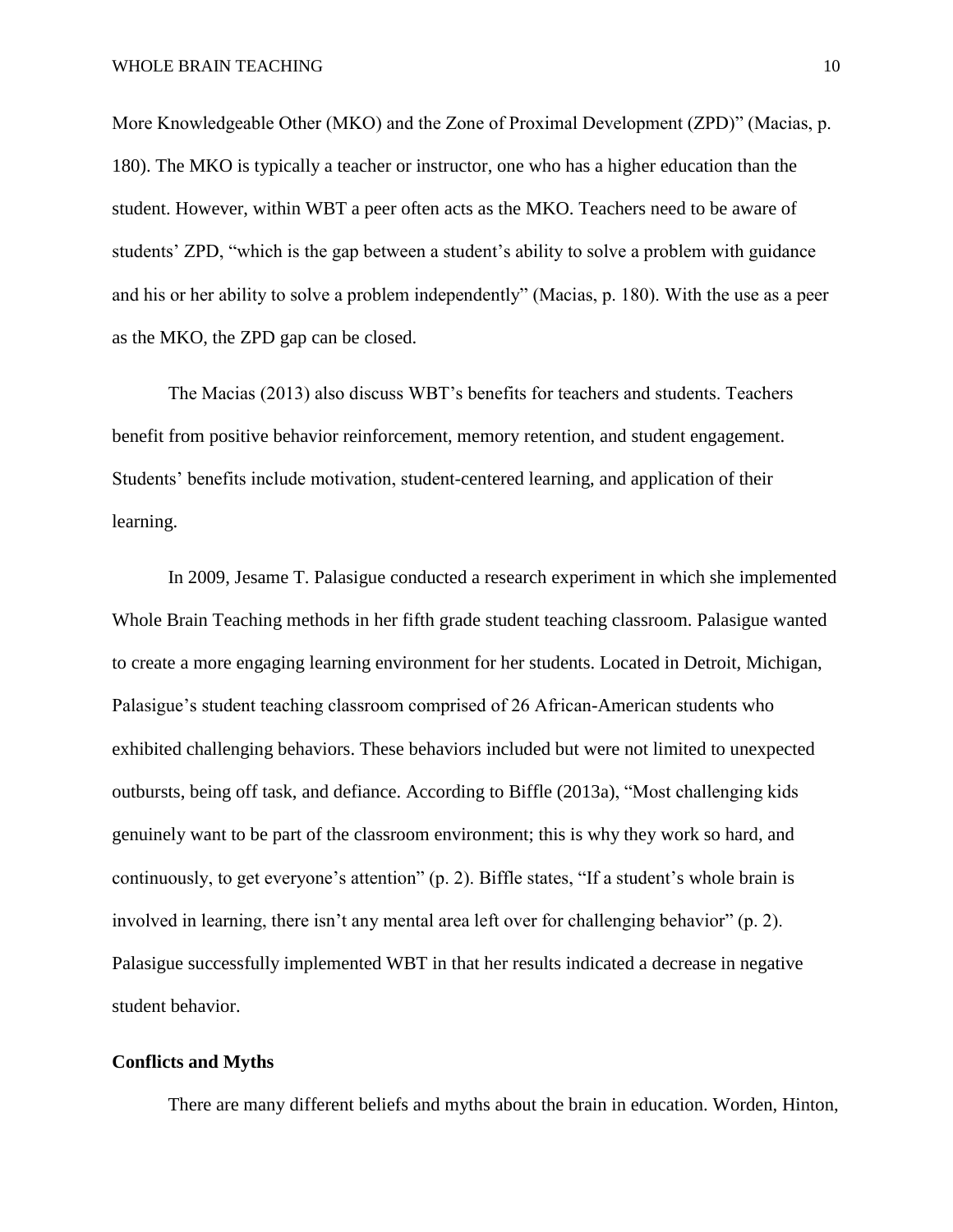More Knowledgeable Other (MKO) and the Zone of Proximal Development (ZPD)" (Macias, p. 180). The MKO is typically a teacher or instructor, one who has a higher education than the student. However, within WBT a peer often acts as the MKO. Teachers need to be aware of students' ZPD, "which is the gap between a student's ability to solve a problem with guidance and his or her ability to solve a problem independently" (Macias, p. 180). With the use as a peer as the MKO, the ZPD gap can be closed.

The Macias (2013) also discuss WBT's benefits for teachers and students. Teachers benefit from positive behavior reinforcement, memory retention, and student engagement. Students' benefits include motivation, student-centered learning, and application of their learning.

In 2009, Jesame T. Palasigue conducted a research experiment in which she implemented Whole Brain Teaching methods in her fifth grade student teaching classroom. Palasigue wanted to create a more engaging learning environment for her students. Located in Detroit, Michigan, Palasigue's student teaching classroom comprised of 26 African-American students who exhibited challenging behaviors. These behaviors included but were not limited to unexpected outbursts, being off task, and defiance. According to Biffle (2013a), "Most challenging kids genuinely want to be part of the classroom environment; this is why they work so hard, and continuously, to get everyone's attention" (p. 2). Biffle states, "If a student's whole brain is involved in learning, there isn't any mental area left over for challenging behavior" (p. 2). Palasigue successfully implemented WBT in that her results indicated a decrease in negative student behavior.

**Conflicts and Myths**

There are many different beliefs and myths about the brain in education. Worden, Hinton,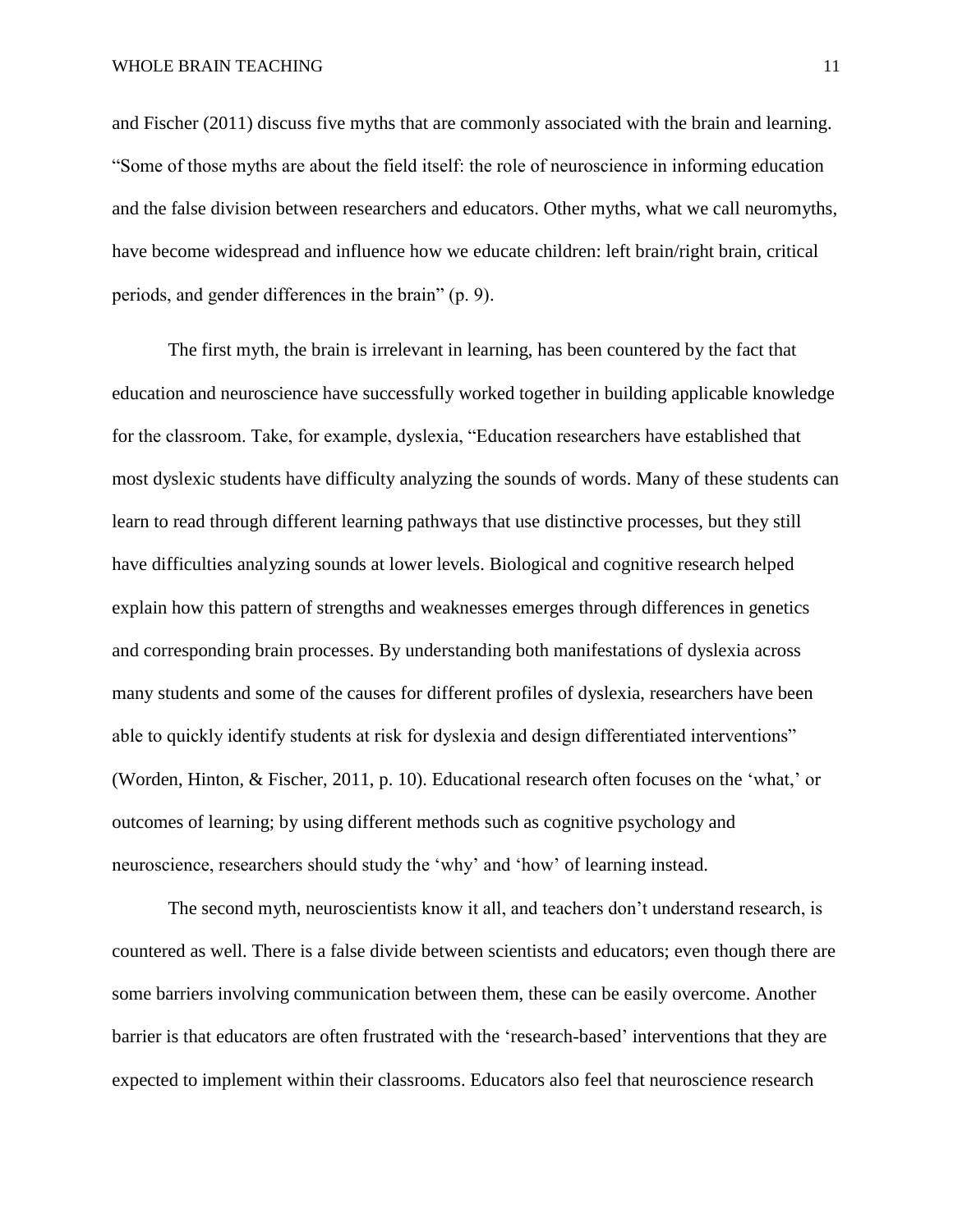and Fischer (2011) discuss five myths that are commonly associated with the brain and learning. “Some of those myths are about the field itself: the role of neuroscience in informing education and the false division between researchers and educators. Other myths, what we call neuromyths, have become widespread and influence how we educate children: left brain/right brain, critical periods, and gender differences in the brain” (p. 9).

The first myth, the brain is irrelevant in learning, has been countered by the fact that education and neuroscience have successfully worked together in building applicable knowledge for the classroom. Take, for example, dyslexia, “Education researchers have established that most dyslexic students have difficulty analyzing the sounds of words. Many of these students can learn to read through different learning pathways that use distinctive processes, but they still have difficulties analyzing sounds at lower levels. Biological and cognitive research helped explain how this pattern of strengths and weaknesses emerges through differences in genetics and corresponding brain processes. By understanding both manifestations of dyslexia across many students and some of the causes for different profiles of dyslexia, researchers have been able to quickly identify students at risk for dyslexia and design differentiated interventions” (Worden, Hinton, & Fischer, 2011, p. 10). Educational research often focuses on the ‘what,’ or outcomes of learning; by using different methods such as cognitive psychology and neuroscience, researchers should study the ‘why’ and ‘how’ of learning instead.

The second myth, neuroscientists know it all, and teachers don’t understand research, is countered as well. There is a false divide between scientists and educators; even though there are some barriers involving communication between them, these can be easily overcome. Another barrier is that educators are often frustrated with the ‘research-based’ interventions that they are expected to implement within their classrooms. Educators also feel that neuroscience research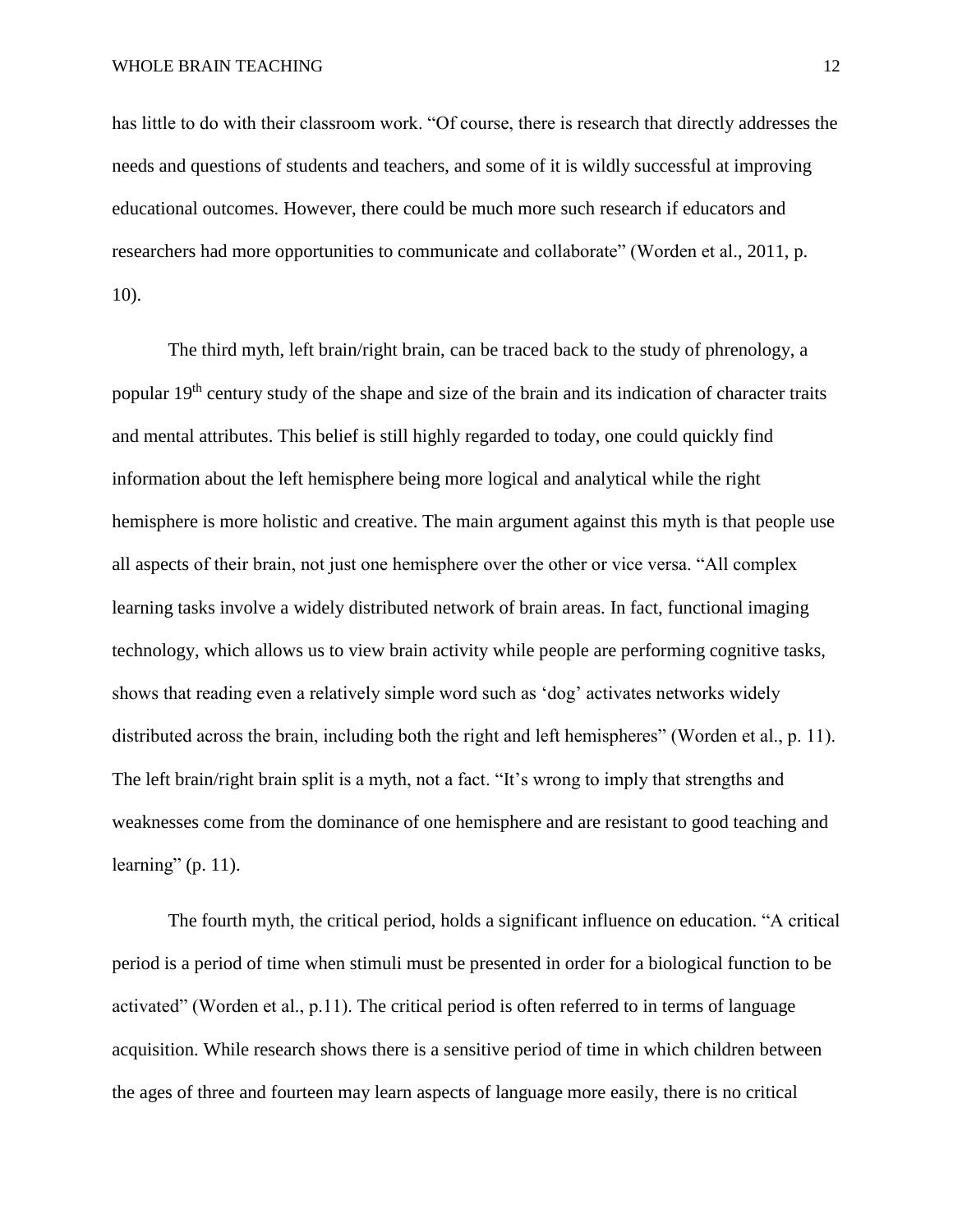has little to do with their classroom work. “Of course, there is research that directly addresses the needs and questions of students and teachers, and some of it is wildly successful at improving educational outcomes. However, there could be much more such research if educators and researchers had more opportunities to communicate and collaborate” (Worden et al., 2011, p. 10).

The third myth, left brain/right brain, can be traced back to the study of phrenology, a popular 19th century study of the shape and size of the brain and its indication of character traits and mental attributes. This belief is still highly regarded to today, one could quickly find information about the left hemisphere being more logical and analytical while the right hemisphere is more holistic and creative. The main argument against this myth is that people use all aspects of their brain, not just one hemisphere over the other or vice versa. “All complex learning tasks involve a widely distributed network of brain areas. In fact, functional imaging technology, which allows us to view brain activity while people are performing cognitive tasks, shows that reading even a relatively simple word such as ‘dog’ activates networks widely distributed across the brain, including both the right and left hemispheres” (Worden et al., p. 11). The left brain/right brain split is a myth, not a fact. “It’s wrong to imply that strengths and weaknesses come from the dominance of one hemisphere and are resistant to good teaching and learning” (p. 11).

The fourth myth, the critical period, holds a significant influence on education. “A critical period is a period of time when stimuli must be presented in order for a biological function to be activated” (Worden et al., p.11). The critical period is often referred to in terms of language acquisition. While research shows there is a sensitive period of time in which children between the ages of three and fourteen may learn aspects of language more easily, there is no critical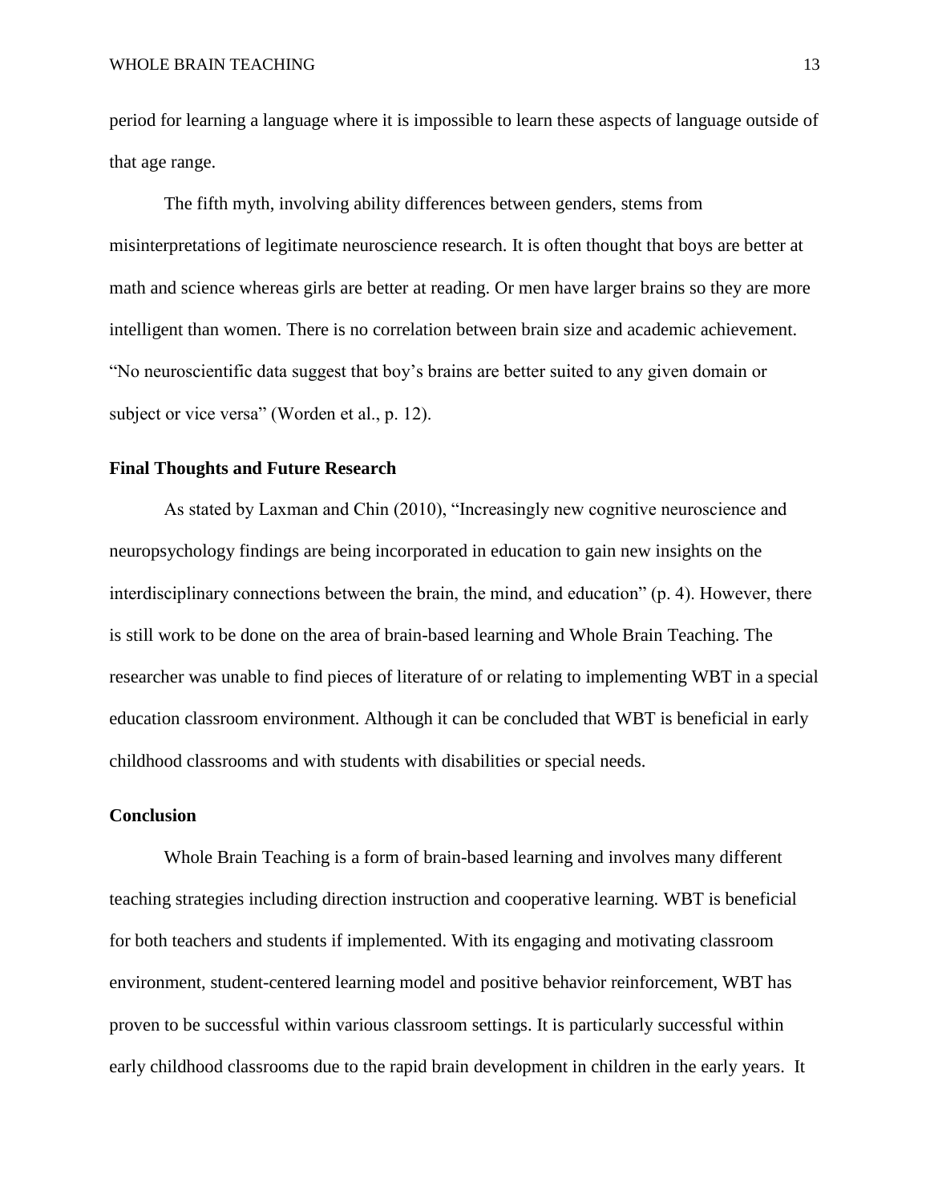period for learning a language where it is impossible to learn these aspects of language outside of that age range.

The fifth myth, involving ability differences between genders, stems from misinterpretations of legitimate neuroscience research. It is often thought that boys are better at math and science whereas girls are better at reading. Or men have larger brains so they are more intelligent than women. There is no correlation between brain size and academic achievement. “No neuroscientific data suggest that boy’s brains are better suited to any given domain or subject or vice versa” (Worden et al., p. 12).

**Final Thoughts and Future Research**

As stated by Laxman and Chin (2010), “Increasingly new cognitive neuroscience and neuropsychology findings are being incorporated in education to gain new insights on the interdisciplinary connections between the brain, the mind, and education” (p. 4). However, there is still work to be done on the area of brain-based learning and Whole Brain Teaching. The researcher was unable to find pieces of literature of or relating to implementing WBT in a special education classroom environment. Although it can be concluded that WBT is beneficial in early childhood classrooms and with students with disabilities or special needs.

**Conclusion**

Whole Brain Teaching is a form of brain-based learning and involves many different teaching strategies including direction instruction and cooperative learning. WBT is beneficial for both teachers and students if implemented. With its engaging and motivating classroom environment, student-centered learning model and positive behavior reinforcement, WBT has proven to be successful within various classroom settings. It is particularly successful within early childhood classrooms due to the rapid brain development in children in the early years. It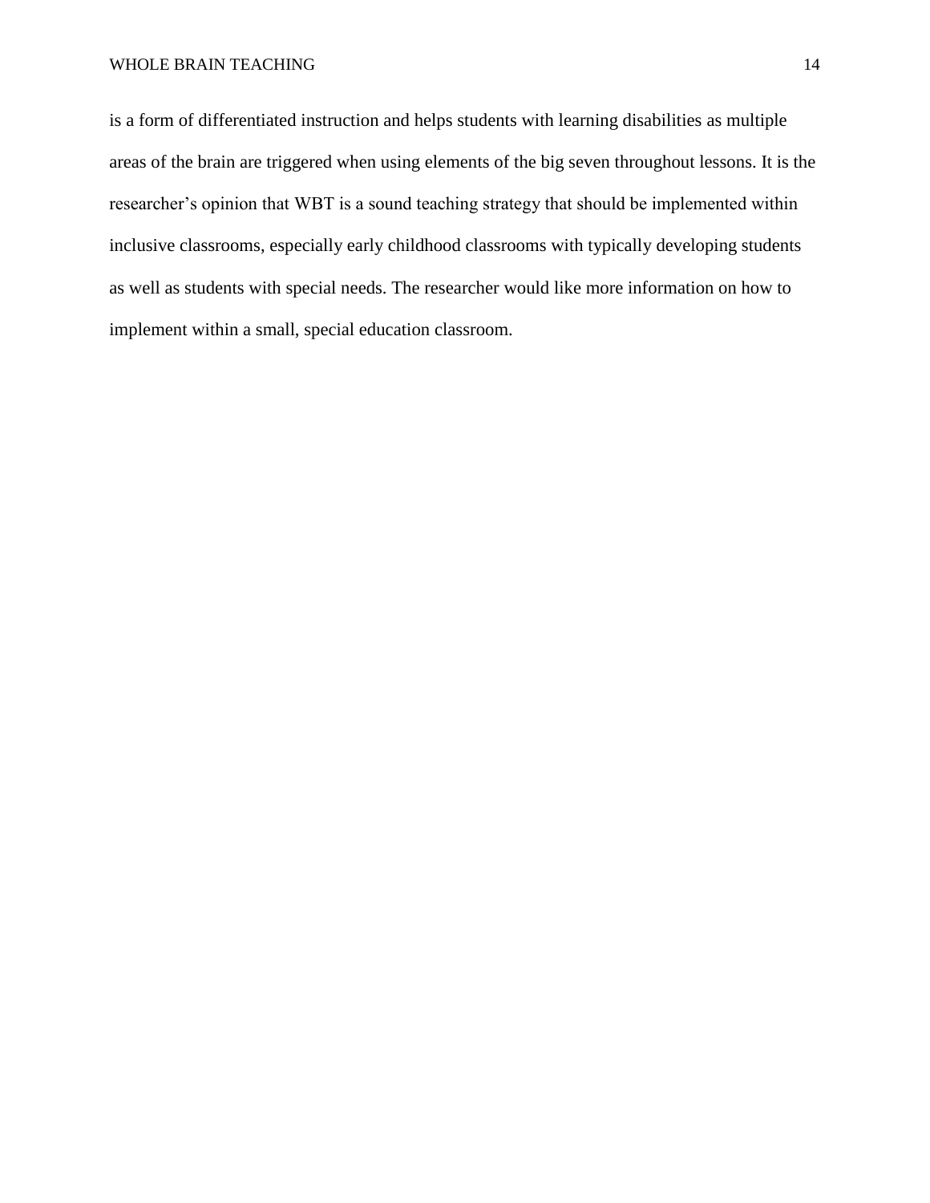is a form of differentiated instruction and helps students with learning disabilities as multiple areas of the brain are triggered when using elements of the big seven throughout lessons. It is the researcher's opinion that WBT is a sound teaching strategy that should be implemented within inclusive classrooms, especially early childhood classrooms with typically developing students as well as students with special needs. The researcher would like more information on how to implement within a small, special education classroom.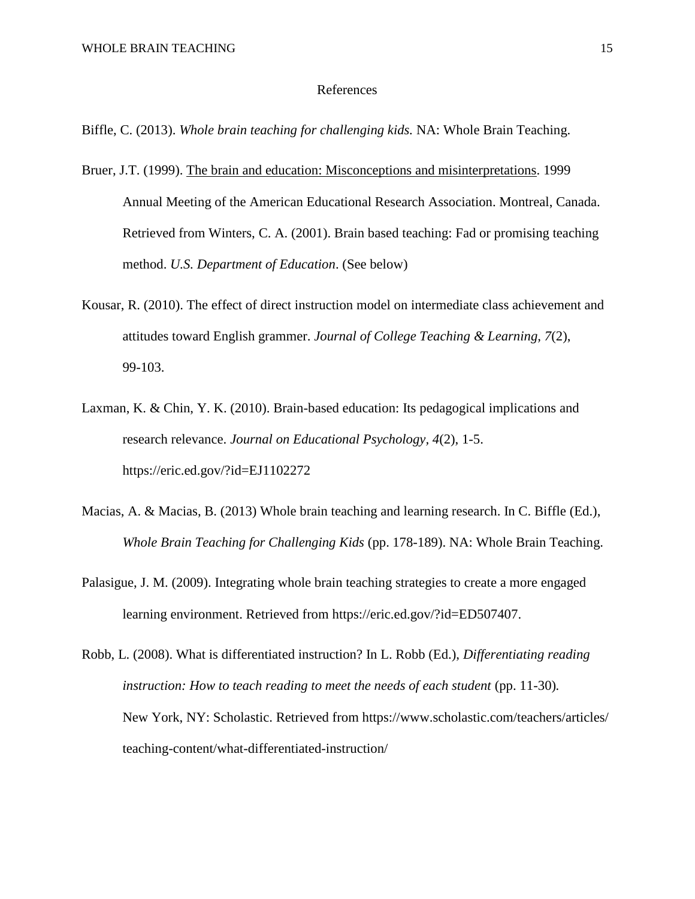# References

Biffle, C. (2013). *Whole brain teaching for challenging kids.* NA: Whole Brain Teaching.

Bruer, J.T. (1999). <u>The brain and education: Misconceptions and misinterpretations</u>. 1999 Annual Meeting of the American Educational Research Association. Montreal, Canada. Retrieved from Winters, C. A. (2001). Brain based teaching: Fad or promising teaching method. *U.S. Department of Education*. (See below)

Kousar, R. (2010). The effect of direct instruction model on intermediate class achievement and attitudes toward English grammer. *Journal of College Teaching & Learning, 7*(2), 99-103.

Laxman, K. & Chin, Y. K. (2010). Brain-based education: Its pedagogical implications and research relevance. *Journal on Educational Psychology, 4*(2), 1-5. https://eric.ed.gov/?id=EJ1102272

Macias, A. & Macias, B. (2013) Whole brain teaching and learning research. In C. Biffle (Ed.), *Whole Brain Teaching for Challenging Kids* (pp. 178-189). NA: Whole Brain Teaching.

Palasigue, J. M. (2009). Integrating whole brain teaching strategies to create a more engaged learning environment. Retrieved from https://eric.ed.gov/?id=ED507407.

Robb, L. (2008). What is differentiated instruction? In L. Robb (Ed.), *Differentiating reading instruction: How to teach reading to meet the needs of each student* (pp. 11-30). New York, NY: Scholastic. Retrieved from https://www.scholastic.com/teachers/articles/teaching-content/what-differentiated-instruction/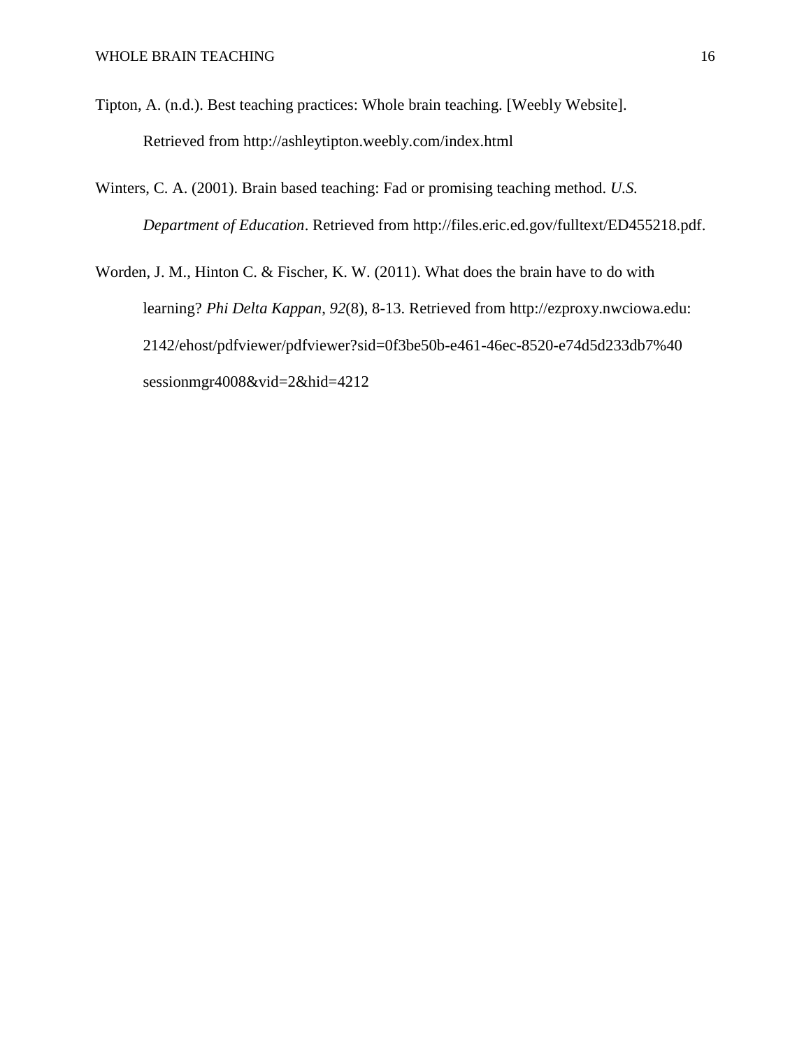Tipton, A. (n.d.). Best teaching practices: Whole brain teaching. [Weebly Website]. Retrieved from http://ashleytipton.weebly.com/index.html

Winters, C. A. (2001). Brain based teaching: Fad or promising teaching method. *U.S. Department of Education*. Retrieved from http://files.eric.ed.gov/fulltext/ED455218.pdf.

Worden, J. M., Hinton C. & Fischer, K. W. (2011). What does the brain have to do with learning? *Phi Delta Kappan*, *92*(8), 8-13. Retrieved from http://ezproxy.nwciowa.edu:2142/ehost/pdfviewer/pdfviewer?sid=0f3be50b-e461-46ec-8520-e74d5d233db7%40sessionmgr4008&vid=2&hid=4212